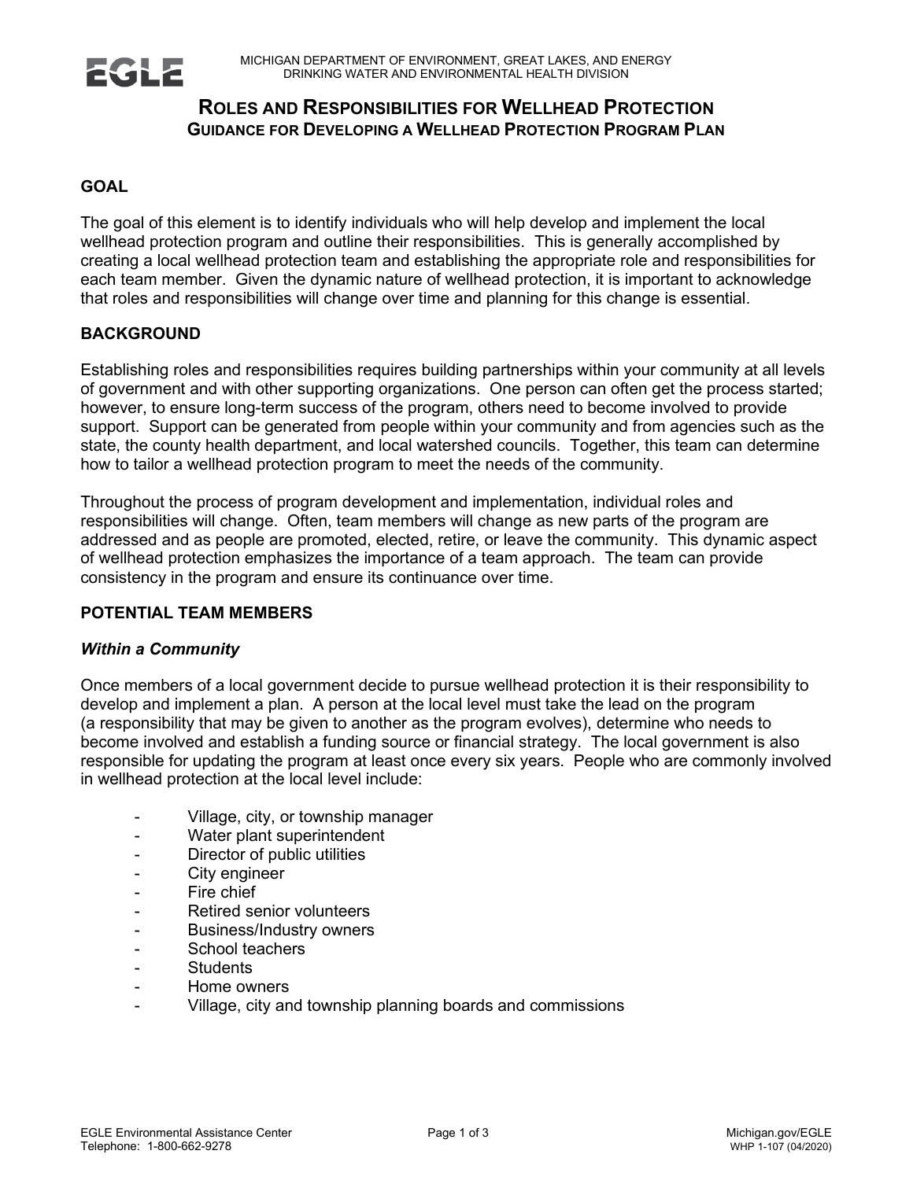MICHIGAN DEPARTMENT OF ENVIRONMENT, GREAT LAKES, AND ENERGY
DRINKING WATER AND ENVIRONMENTAL HEALTH DIVISION

# Roles and Responsibilities for Wellhead Protection

## Guidance for Developing a Wellhead Protection Program Plan

### GOAL

The goal of this element is to identify individuals who will help develop and implement the local wellhead protection program and outline their responsibilities. This is generally accomplished by creating a local wellhead protection team and establishing the appropriate role and responsibilities for each team member. Given the dynamic nature of wellhead protection, it is important to acknowledge that roles and responsibilities will change over time and planning for this change is essential.

### BACKGROUND

Establishing roles and responsibilities requires building partnerships within your community at all levels of government and with other supporting organizations. One person can often get the process started; however, to ensure long-term success of the program, others need to become involved to provide support. Support can be generated from people within your community and from agencies such as the state, the county health department, and local watershed councils. Together, this team can determine how to tailor a wellhead protection program to meet the needs of the community.

Throughout the process of program development and implementation, individual roles and responsibilities will change. Often, team members will change as new parts of the program are addressed and as people are promoted, elected, retire, or leave the community. This dynamic aspect of wellhead protection emphasizes the importance of a team approach. The team can provide consistency in the program and ensure its continuance over time.

### POTENTIAL TEAM MEMBERS

#### *Within a Community*

Once members of a local government decide to pursue wellhead protection it is their responsibility to develop and implement a plan. A person at the local level must take the lead on the program (a responsibility that may be given to another as the program evolves), determine who needs to become involved and establish a funding source or financial strategy. The local government is also responsible for updating the program at least once every six years. People who are commonly involved in wellhead protection at the local level include:

- Village, city, or township manager
- Water plant superintendent
- Director of public utilities
- City engineer
- Fire chief
- Retired senior volunteers
- Business/Industry owners
- School teachers
- Students
- Home owners
- Village, city and township planning boards and commissions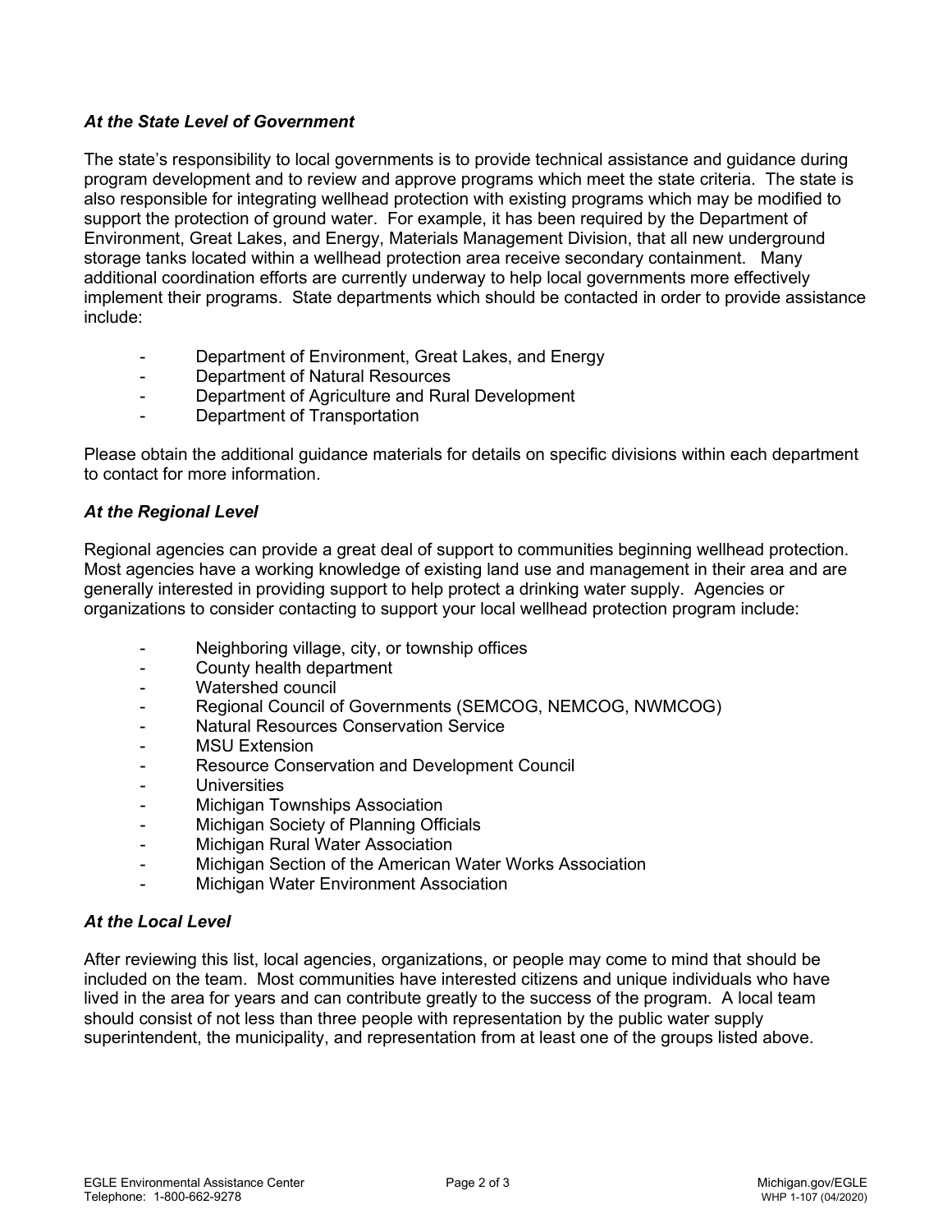### *At the State Level of Government*

The state's responsibility to local governments is to provide technical assistance and guidance during program development and to review and approve programs which meet the state criteria. The state is also responsible for integrating wellhead protection with existing programs which may be modified to support the protection of ground water. For example, it has been required by the Department of Environment, Great Lakes, and Energy, Materials Management Division, that all new underground storage tanks located within a wellhead protection area receive secondary containment. Many additional coordination efforts are currently underway to help local governments more effectively implement their programs. State departments which should be contacted in order to provide assistance include:

- Department of Environment, Great Lakes, and Energy
- Department of Natural Resources
- Department of Agriculture and Rural Development
- Department of Transportation

Please obtain the additional guidance materials for details on specific divisions within each department to contact for more information.

### *At the Regional Level*

Regional agencies can provide a great deal of support to communities beginning wellhead protection. Most agencies have a working knowledge of existing land use and management in their area and are generally interested in providing support to help protect a drinking water supply. Agencies or organizations to consider contacting to support your local wellhead protection program include:

- Neighboring village, city, or township offices
- County health department
- Watershed council
- Regional Council of Governments (SEMCOG, NEMCOG, NWMCOG)
- Natural Resources Conservation Service
- MSU Extension
- Resource Conservation and Development Council
- Universities
- Michigan Townships Association
- Michigan Society of Planning Officials
- Michigan Rural Water Association
- Michigan Section of the American Water Works Association
- Michigan Water Environment Association

### *At the Local Level*

After reviewing this list, local agencies, organizations, or people may come to mind that should be included on the team. Most communities have interested citizens and unique individuals who have lived in the area for years and can contribute greatly to the success of the program. A local team should consist of not less than three people with representation by the public water supply superintendent, the municipality, and representation from at least one of the groups listed above.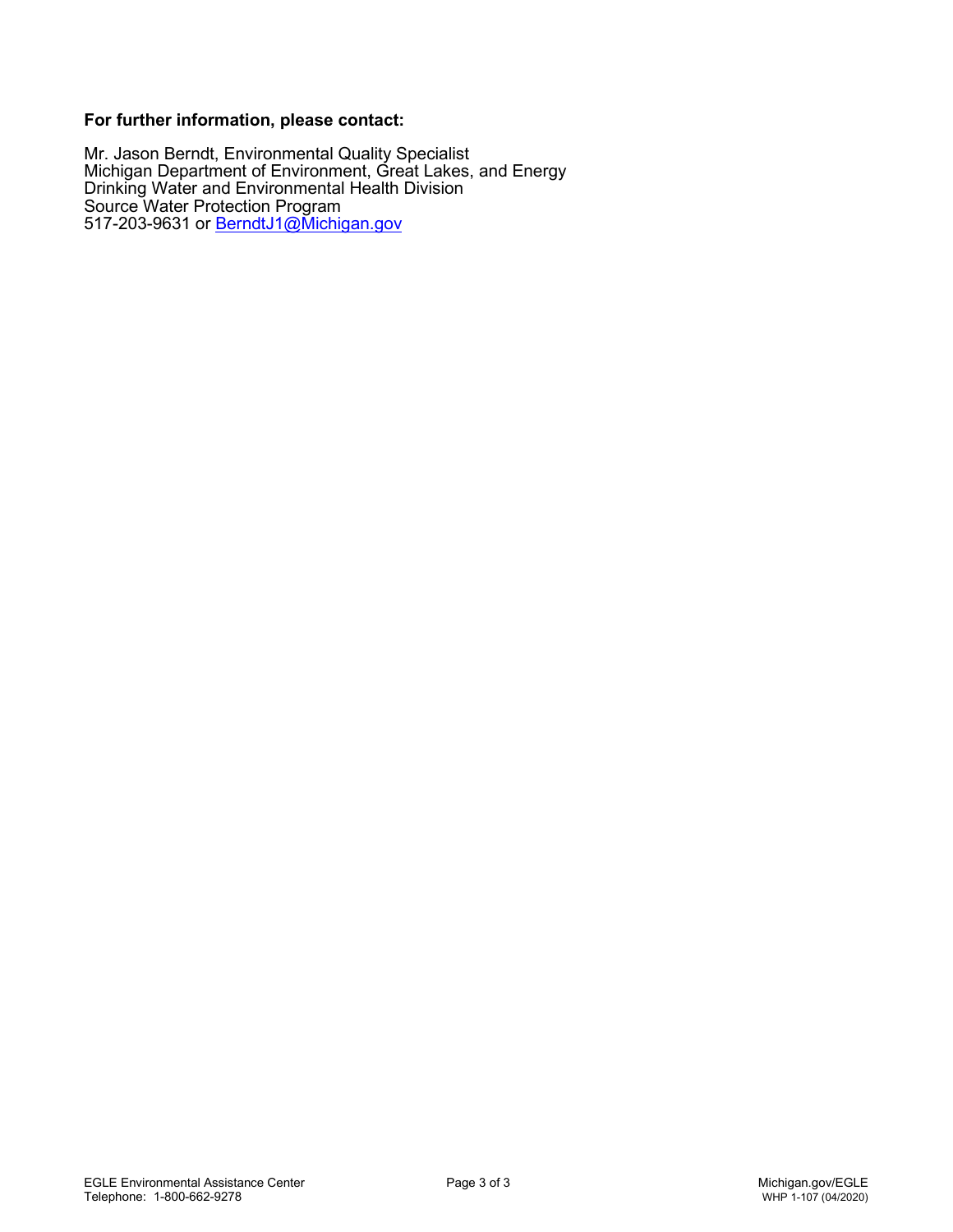**For further information, please contact:**

Mr. Jason Berndt, Environmental Quality Specialist
Michigan Department of Environment, Great Lakes, and Energy
Drinking Water and Environmental Health Division
Source Water Protection Program
517-203-9631 or BerndtJ1@Michigan.gov